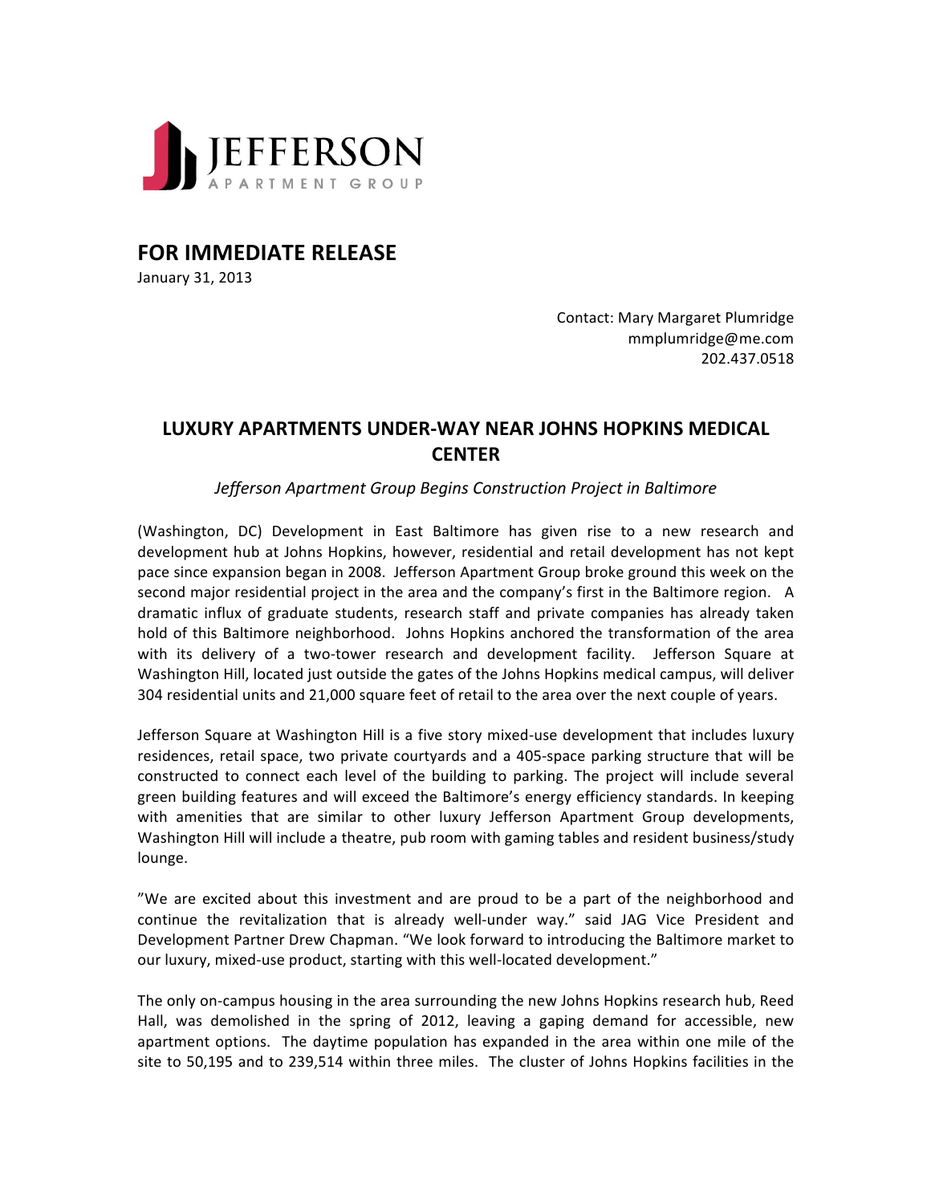JEFFERSON
APARTMENT GROUP

# FOR IMMEDIATE RELEASE

January 31, 2013

Contact: Mary Margaret Plumridge
mmplumridge@me.com
202.437.0518

## LUXURY APARTMENTS UNDER-WAY NEAR JOHNS HOPKINS MEDICAL CENTER

*Jefferson Apartment Group Begins Construction Project in Baltimore*

(Washington, DC) Development in East Baltimore has given rise to a new research and development hub at Johns Hopkins, however, residential and retail development has not kept pace since expansion began in 2008. Jefferson Apartment Group broke ground this week on the second major residential project in the area and the company's first in the Baltimore region. A dramatic influx of graduate students, research staff and private companies has already taken hold of this Baltimore neighborhood. Johns Hopkins anchored the transformation of the area with its delivery of a two-tower research and development facility. Jefferson Square at Washington Hill, located just outside the gates of the Johns Hopkins medical campus, will deliver 304 residential units and 21,000 square feet of retail to the area over the next couple of years.

Jefferson Square at Washington Hill is a five story mixed-use development that includes luxury residences, retail space, two private courtyards and a 405-space parking structure that will be constructed to connect each level of the building to parking. The project will include several green building features and will exceed the Baltimore's energy efficiency standards. In keeping with amenities that are similar to other luxury Jefferson Apartment Group developments, Washington Hill will include a theatre, pub room with gaming tables and resident business/study lounge.

"We are excited about this investment and are proud to be a part of the neighborhood and continue the revitalization that is already well-under way." said JAG Vice President and Development Partner Drew Chapman. "We look forward to introducing the Baltimore market to our luxury, mixed-use product, starting with this well-located development."

The only on-campus housing in the area surrounding the new Johns Hopkins research hub, Reed Hall, was demolished in the spring of 2012, leaving a gaping demand for accessible, new apartment options. The daytime population has expanded in the area within one mile of the site to 50,195 and to 239,514 within three miles. The cluster of Johns Hopkins facilities in the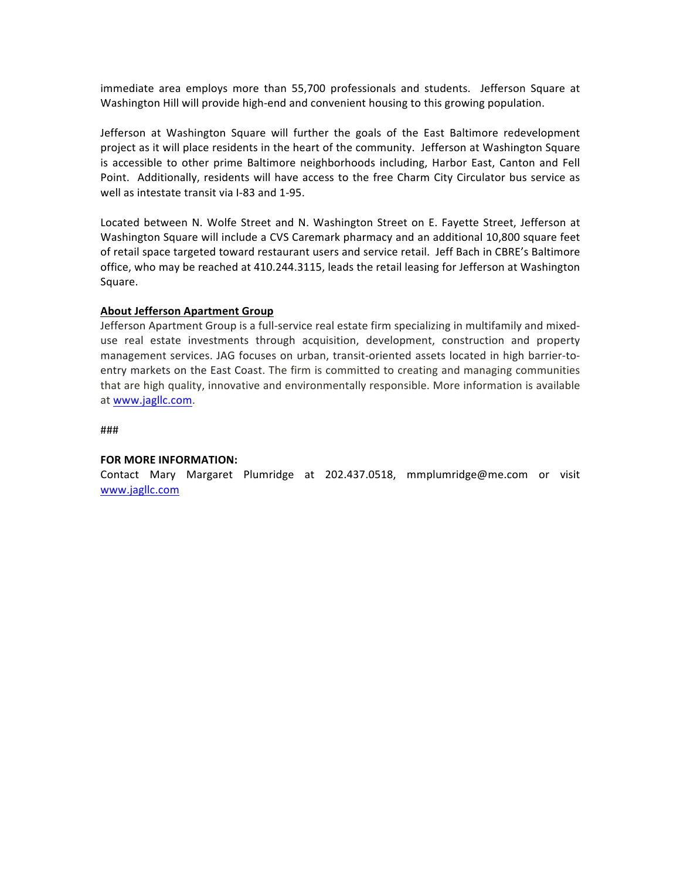immediate area employs more than 55,700 professionals and students. Jefferson Square at Washington Hill will provide high-end and convenient housing to this growing population.

Jefferson at Washington Square will further the goals of the East Baltimore redevelopment project as it will place residents in the heart of the community. Jefferson at Washington Square is accessible to other prime Baltimore neighborhoods including, Harbor East, Canton and Fell Point. Additionally, residents will have access to the free Charm City Circulator bus service as well as intestate transit via I-83 and 1-95.

Located between N. Wolfe Street and N. Washington Street on E. Fayette Street, Jefferson at Washington Square will include a CVS Caremark pharmacy and an additional 10,800 square feet of retail space targeted toward restaurant users and service retail. Jeff Bach in CBRE's Baltimore office, who may be reached at 410.244.3115, leads the retail leasing for Jefferson at Washington Square.

**About Jefferson Apartment Group**

Jefferson Apartment Group is a full-service real estate firm specializing in multifamily and mixed-use real estate investments through acquisition, development, construction and property management services. JAG focuses on urban, transit-oriented assets located in high barrier-to-entry markets on the East Coast. The firm is committed to creating and managing communities that are high quality, innovative and environmentally responsible. More information is available at [www.jagllc.com](http://www.jagllc.com).

###

**FOR MORE INFORMATION:**

Contact Mary Margaret Plumridge at 202.437.0518, mmplumridge@me.com or visit [www.jagllc.com](http://www.jagllc.com)